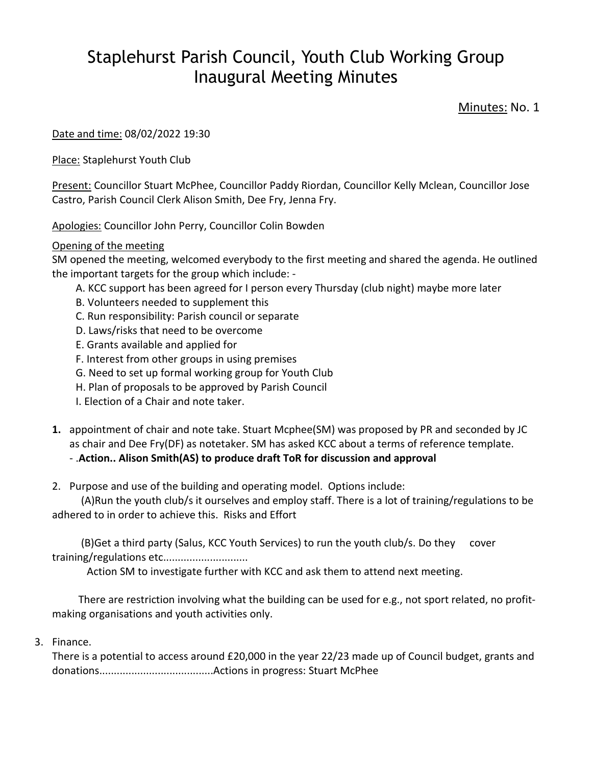# Staplehurst Parish Council, Youth Club Working Group Inaugural Meeting Minutes

<u>Minutes:</u> No. 1

<u>Date and time:</u> 08/02/2022 19:30

<u>Place:</u> Staplehurst Youth Club

<u>Present:</u> Councillor Stuart McPhee, Councillor Paddy Riordan, Councillor Kelly Mclean, Councillor Jose Castro, Parish Council Clerk Alison Smith, Dee Fry, Jenna Fry.

<u>Apologies:</u> Councillor John Perry, Councillor Colin Bowden

<u>Opening of the meeting</u>

SM opened the meeting, welcomed everybody to the first meeting and shared the agenda. He outlined the important targets for the group which include: -

A. KCC support has been agreed for I person every Thursday (club night) maybe more later
B. Volunteers needed to supplement this
C. Run responsibility: Parish council or separate
D. Laws/risks that need to be overcome
E. Grants available and applied for
F. Interest from other groups in using premises
G. Need to set up formal working group for Youth Club
H. Plan of proposals to be approved by Parish Council
I. Election of a Chair and note taker.

**1.** appointment of chair and note take. Stuart Mcphee(SM) was proposed by PR and seconded by JC as chair and Dee Fry(DF) as notetaker. SM has asked KCC about a terms of reference template.
- .**Action.. Alison Smith(AS) to produce draft ToR for discussion and approval**

2. Purpose and use of the building and operating model. Options include:

(A)Run the youth club/s it ourselves and employ staff. There is a lot of training/regulations to be adhered to in order to achieve this. Risks and Effort

(B)Get a third party (Salus, KCC Youth Services) to run the youth club/s. Do they cover training/regulations etc............................

Action SM to investigate further with KCC and ask them to attend next meeting.

There are restriction involving what the building can be used for e.g., not sport related, no profit-making organisations and youth activities only.

3. Finance.

There is a potential to access around £20,000 in the year 22/23 made up of Council budget, grants and donations......................................Actions in progress: Stuart McPhee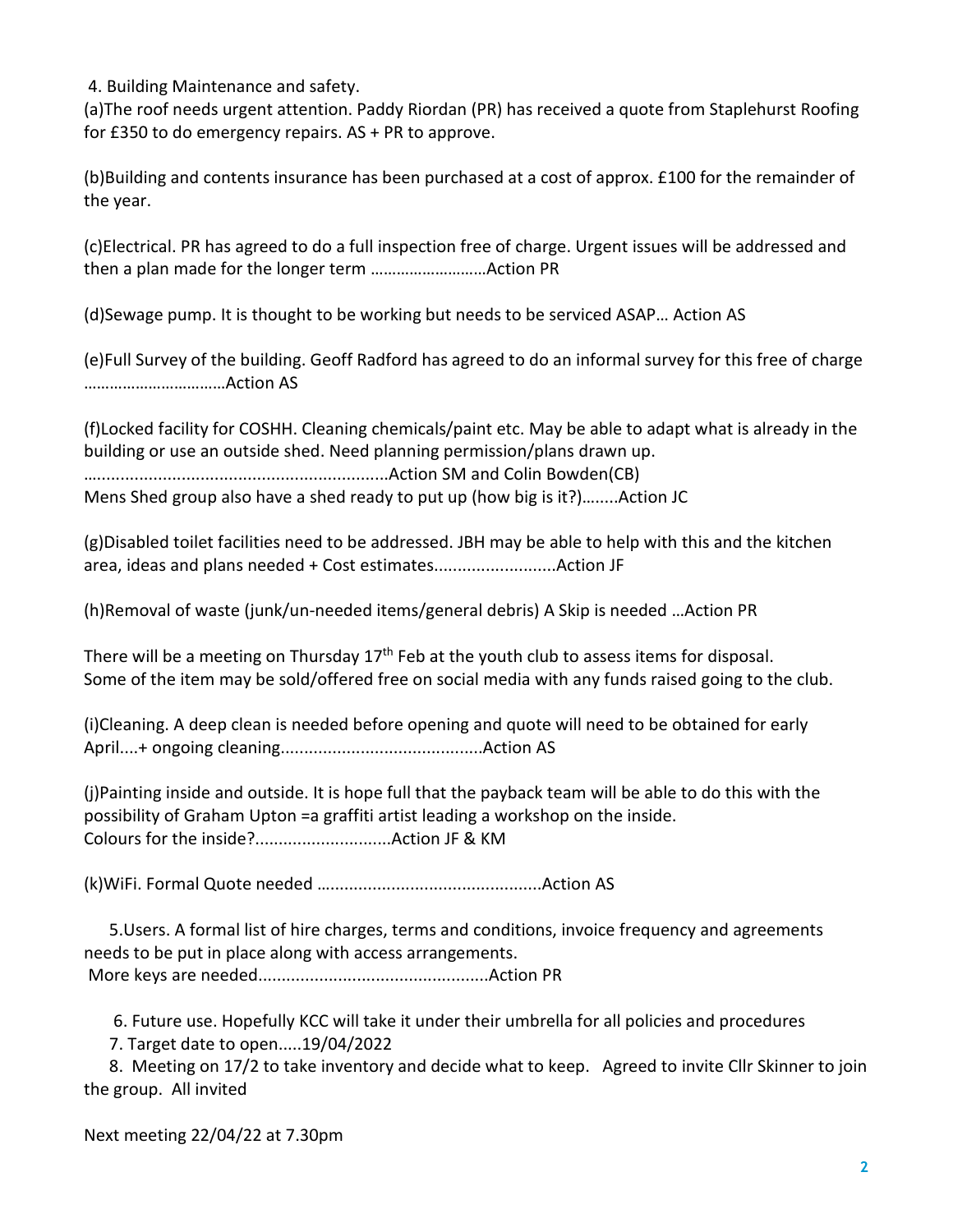4. Building Maintenance and safety.

(a)The roof needs urgent attention. Paddy Riordan (PR) has received a quote from Staplehurst Roofing for £350 to do emergency repairs. AS + PR to approve.

(b)Building and contents insurance has been purchased at a cost of approx. £100 for the remainder of the year.

(c)Electrical. PR has agreed to do a full inspection free of charge. Urgent issues will be addressed and then a plan made for the longer term ………………………Action PR

(d)Sewage pump. It is thought to be working but needs to be serviced ASAP… Action AS

(e)Full Survey of the building. Geoff Radford has agreed to do an informal survey for this free of charge ……………………………Action AS

(f)Locked facility for COSHH. Cleaning chemicals/paint etc. May be able to adapt what is already in the building or use an outside shed. Need planning permission/plans drawn up.
…..............................................................Action SM and Colin Bowden(CB)
Mens Shed group also have a shed ready to put up (how big is it?)….....Action JC

(g)Disabled toilet facilities need to be addressed. JBH may be able to help with this and the kitchen area, ideas and plans needed + Cost estimates..........................Action JF

(h)Removal of waste (junk/un-needed items/general debris) A Skip is needed …Action PR

There will be a meeting on Thursday 17th Feb at the youth club to assess items for disposal.
Some of the item may be sold/offered free on social media with any funds raised going to the club.

(i)Cleaning. A deep clean is needed before opening and quote will need to be obtained for early April....+ ongoing cleaning..........................................Action AS

(j)Painting inside and outside. It is hope full that the payback team will be able to do this with the possibility of Graham Upton =a graffiti artist leading a workshop on the inside.
Colours for the inside?............................Action JF & KM

(k)WiFi. Formal Quote needed …............................................Action AS

5.Users. A formal list of hire charges, terms and conditions, invoice frequency and agreements needs to be put in place along with access arrangements.
More keys are needed................................................Action PR

6. Future use. Hopefully KCC will take it under their umbrella for all policies and procedures

7. Target date to open.....19/04/2022

8. Meeting on 17/2 to take inventory and decide what to keep. Agreed to invite Cllr Skinner to join the group. All invited

Next meeting 22/04/22 at 7.30pm